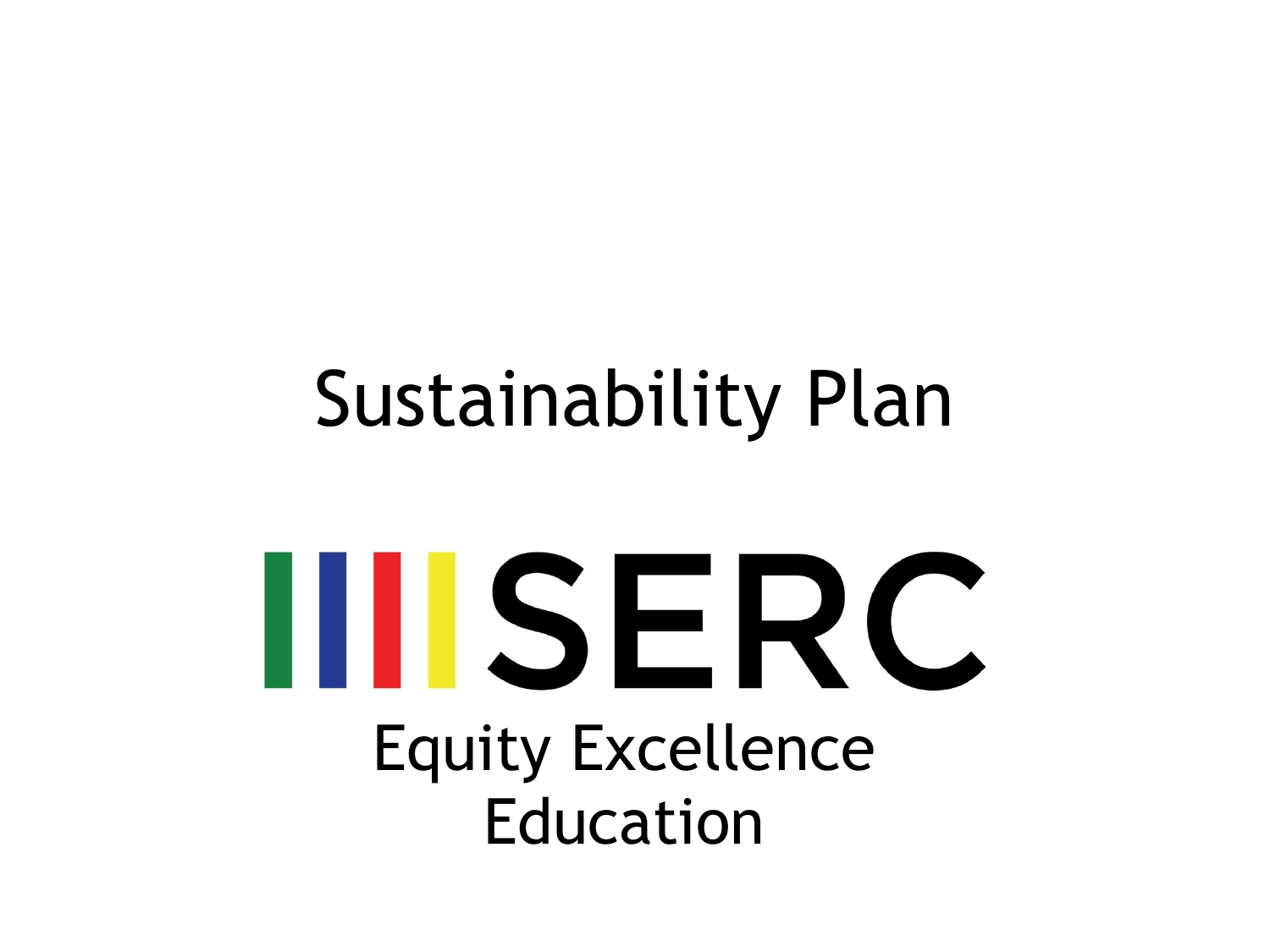# Sustainability Plan

SERC

Equity Excellence
Education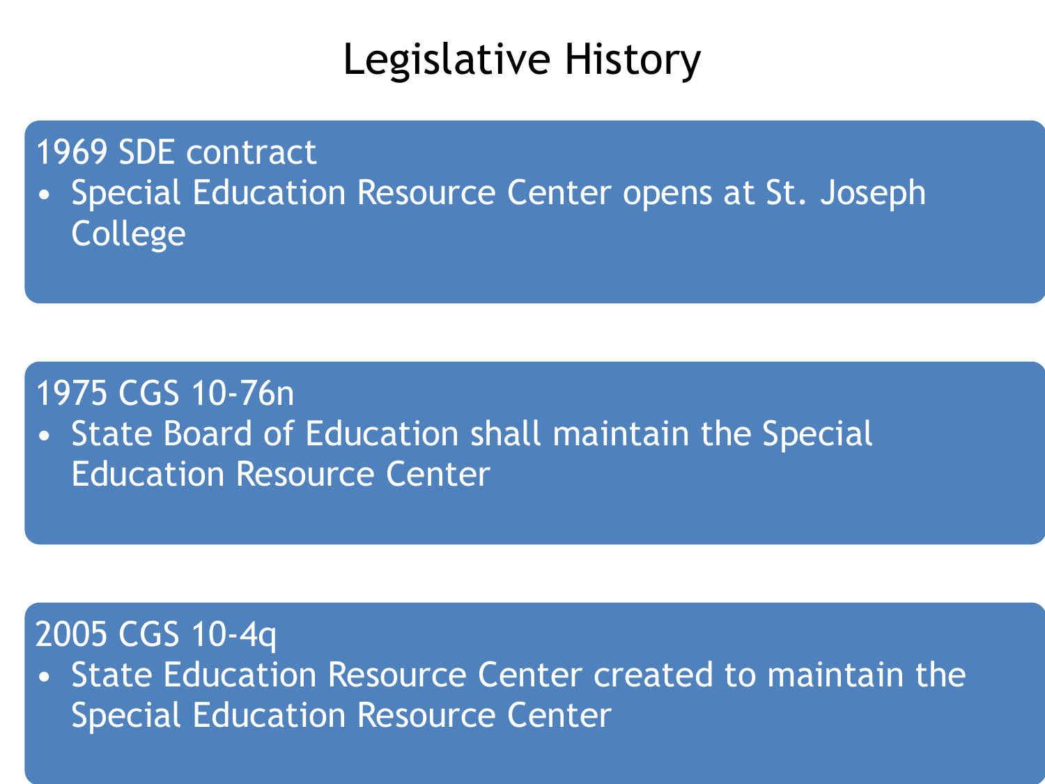# Legislative History

**1969 SDE contract**

- Special Education Resource Center opens at St. Joseph College

**1975 CGS 10-76n**

- State Board of Education shall maintain the Special Education Resource Center

**2005 CGS 10-4q**

- State Education Resource Center created to maintain the Special Education Resource Center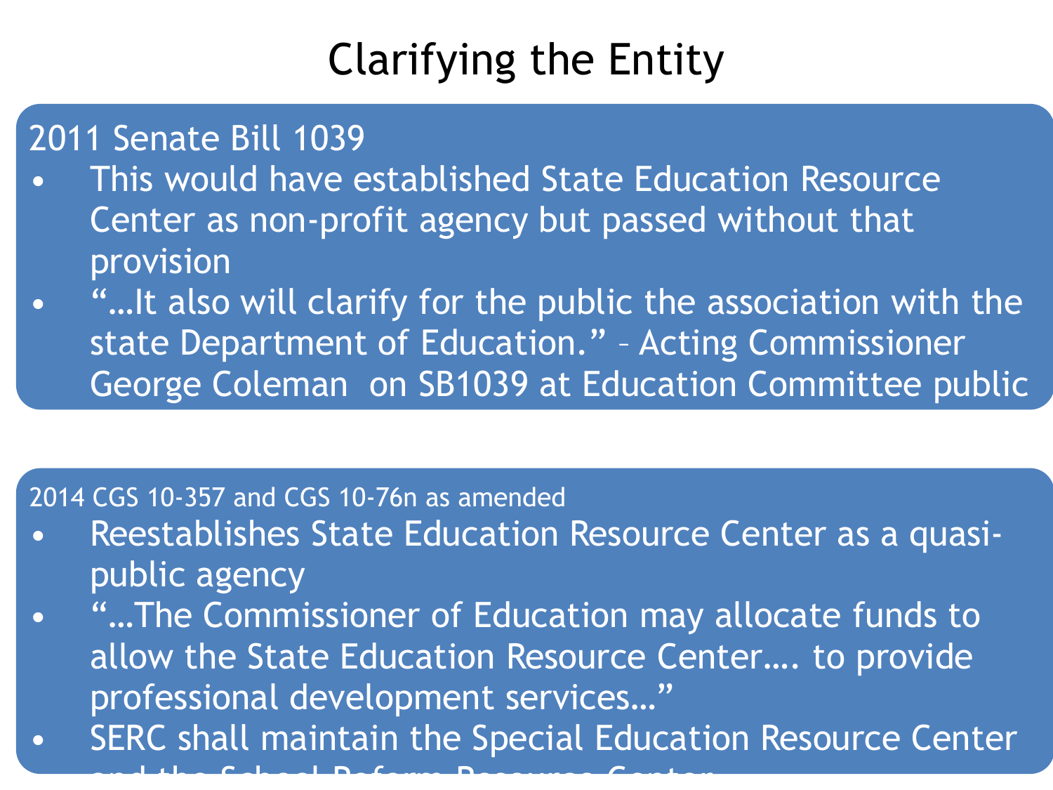# Clarifying the Entity

## 2011 Senate Bill 1039

- This would have established State Education Resource Center as non-profit agency but passed without that provision
- "…It also will clarify for the public the association with the state Department of Education." – Acting Commissioner George Coleman on SB1039 at Education Committee public

## 2014 CGS 10-357 and CGS 10-76n as amended

- Reestablishes State Education Resource Center as a quasi-public agency
- "…The Commissioner of Education may allocate funds to allow the State Education Resource Center…. to provide professional development services…"
- SERC shall maintain the Special Education Resource Center and the School Reform Resource Center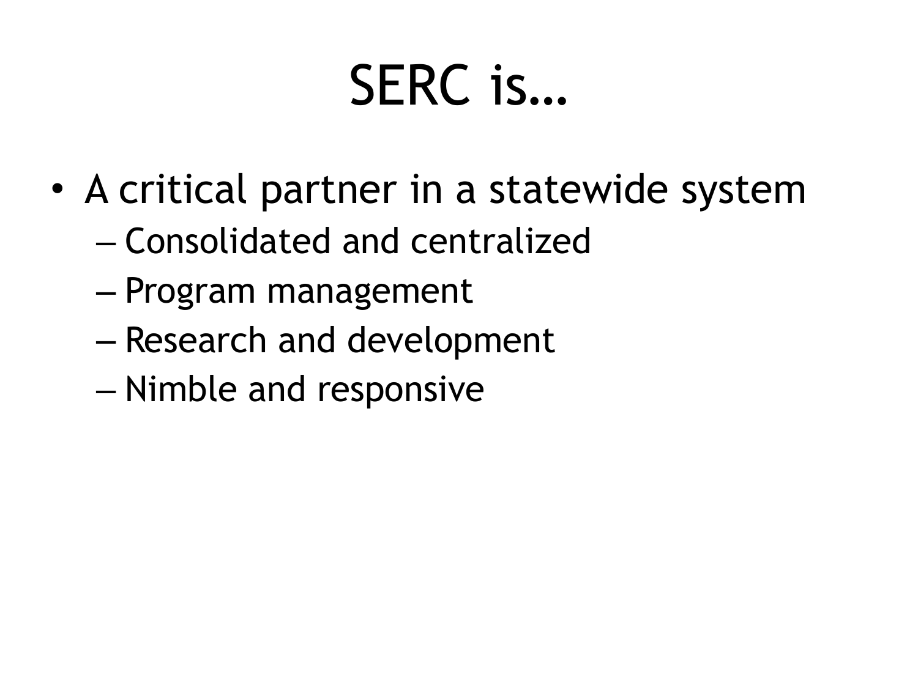# SERC is…

- A critical partner in a statewide system
  - Consolidated and centralized
  - Program management
  - Research and development
  - Nimble and responsive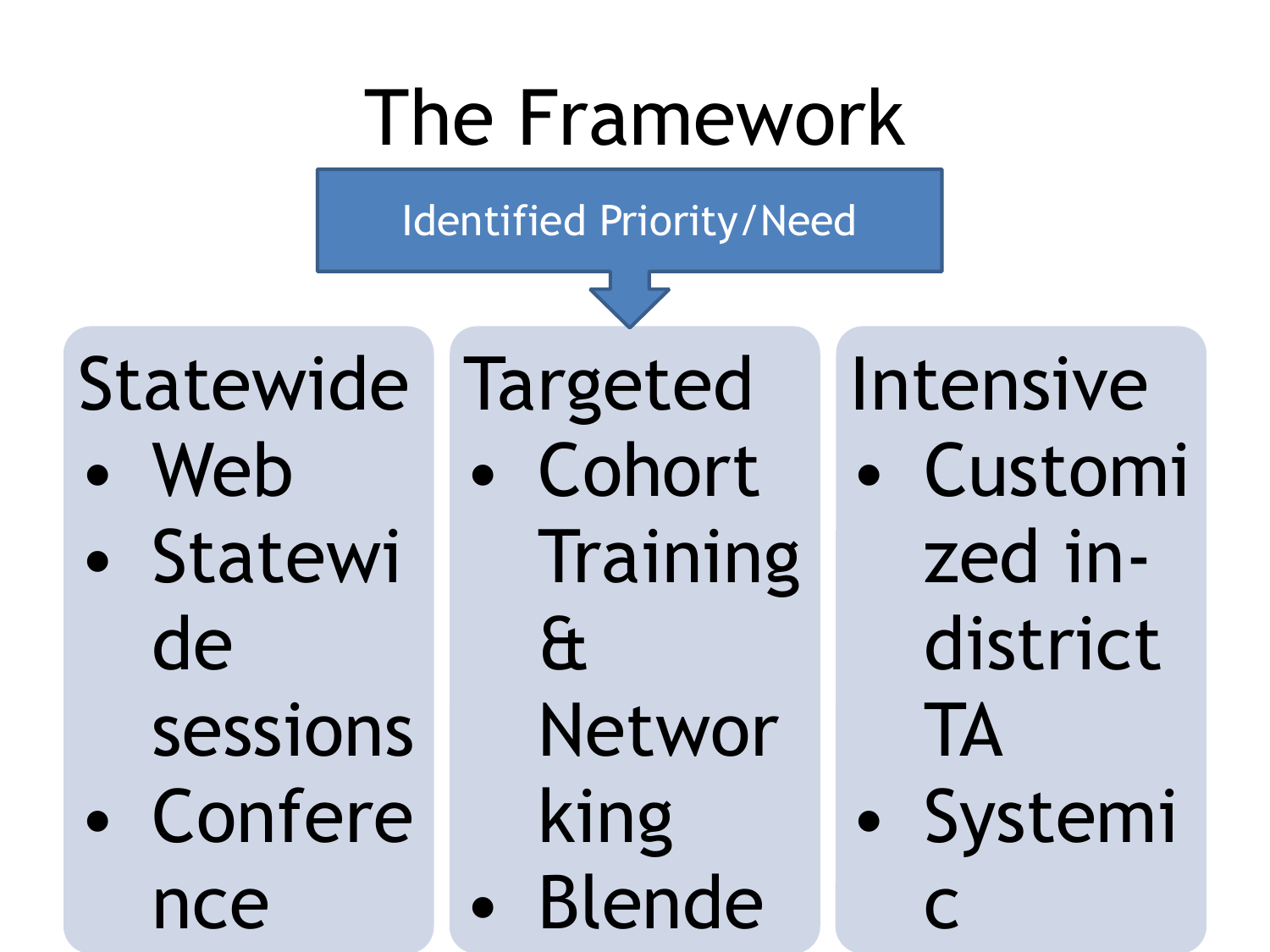# The Framework

**Identified Priority/Need**

**Statewide**
- Web
- Statewide sessions
- Conference

**Targeted**
- Cohort Training & Networking
- Blende

**Intensive**
- Customized in-district TA
- Systemic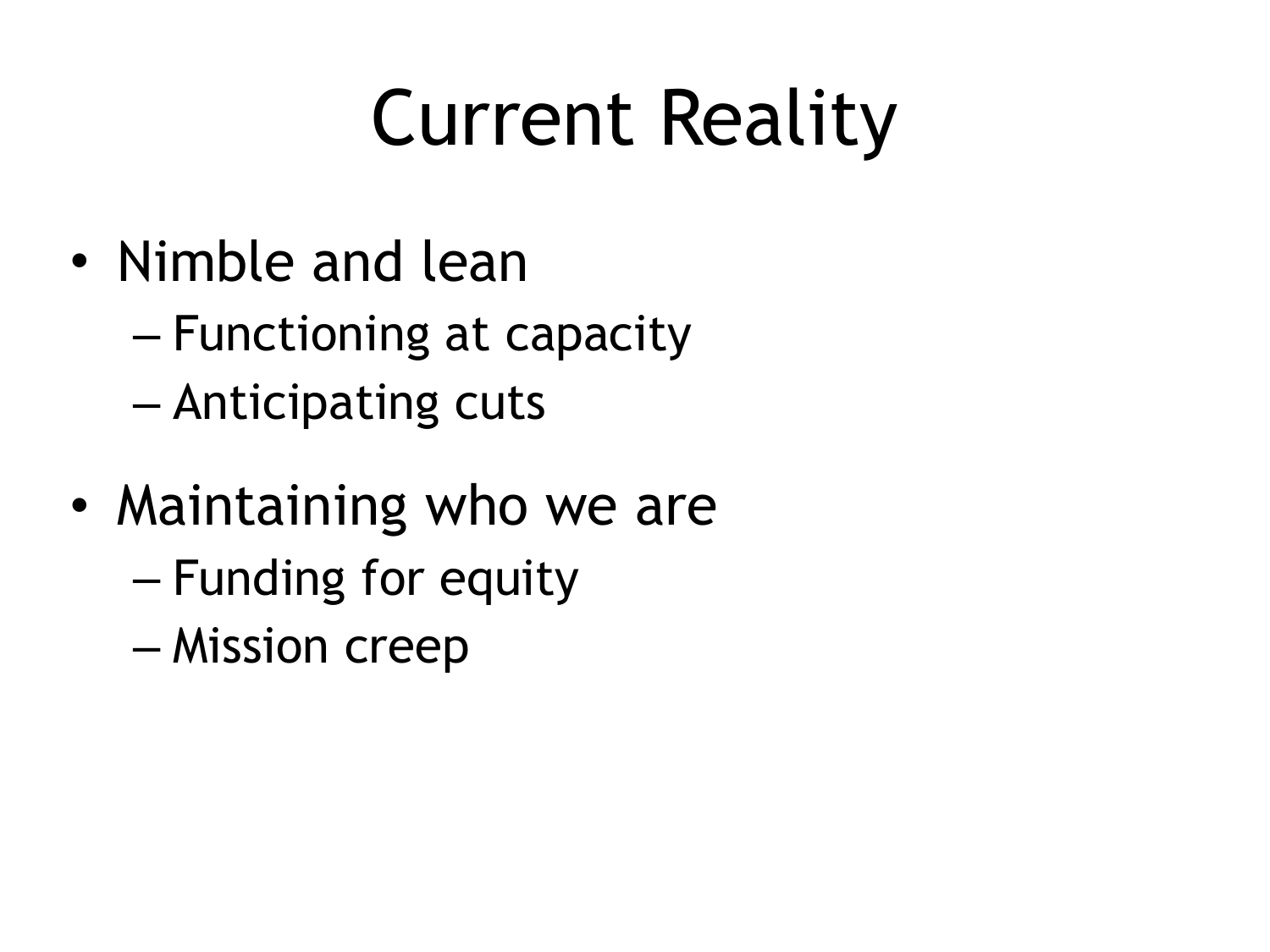# Current Reality

- Nimble and lean
  - Functioning at capacity
  - Anticipating cuts
- Maintaining who we are
  - Funding for equity
  - Mission creep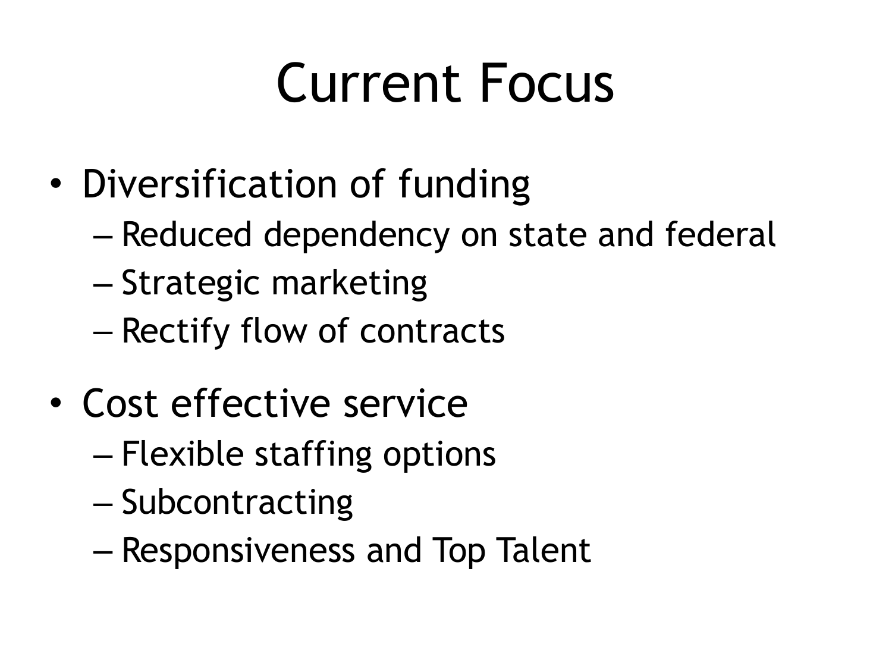# Current Focus

- Diversification of funding
  - Reduced dependency on state and federal
  - Strategic marketing
  - Rectify flow of contracts
- Cost effective service
  - Flexible staffing options
  - Subcontracting
  - Responsiveness and Top Talent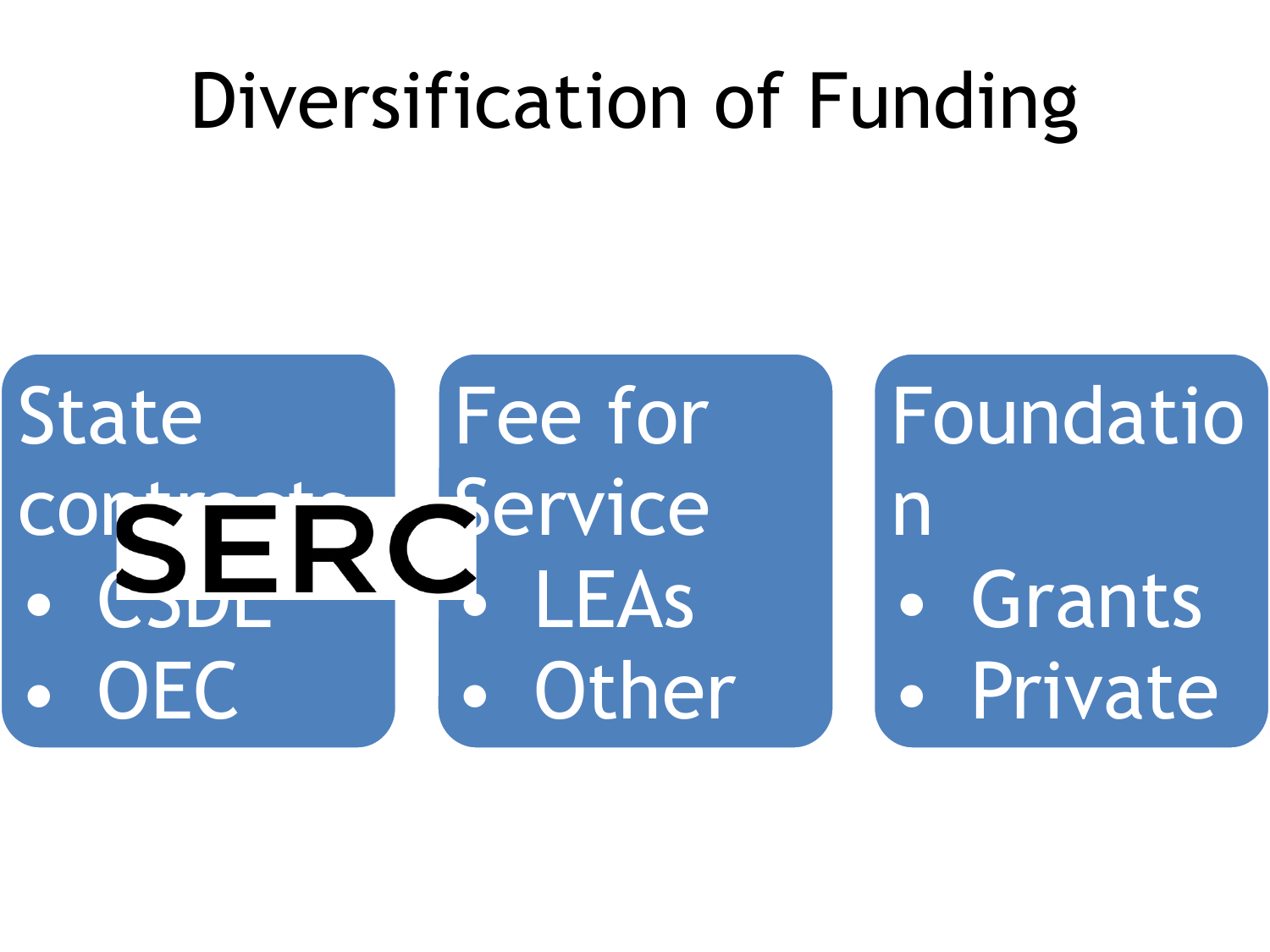# Diversification of Funding

**SERC**

**State contracts**
- CSDE
- OEC

**Fee for Service**
- LEAs
- Other

**Foundation**
- Grants
- Private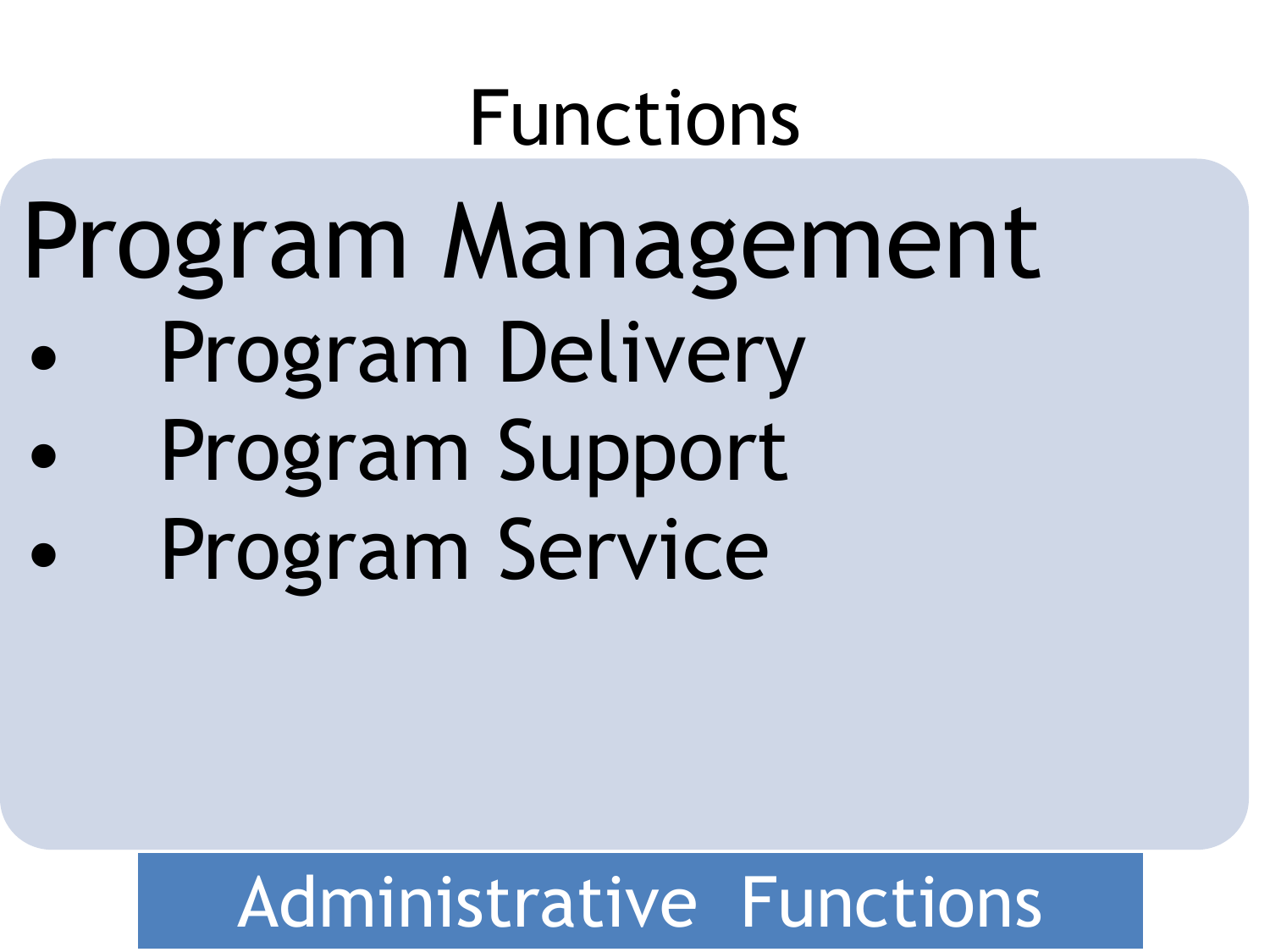# Functions

## Program Management

- Program Delivery
- Program Support
- Program Service

Administrative Functions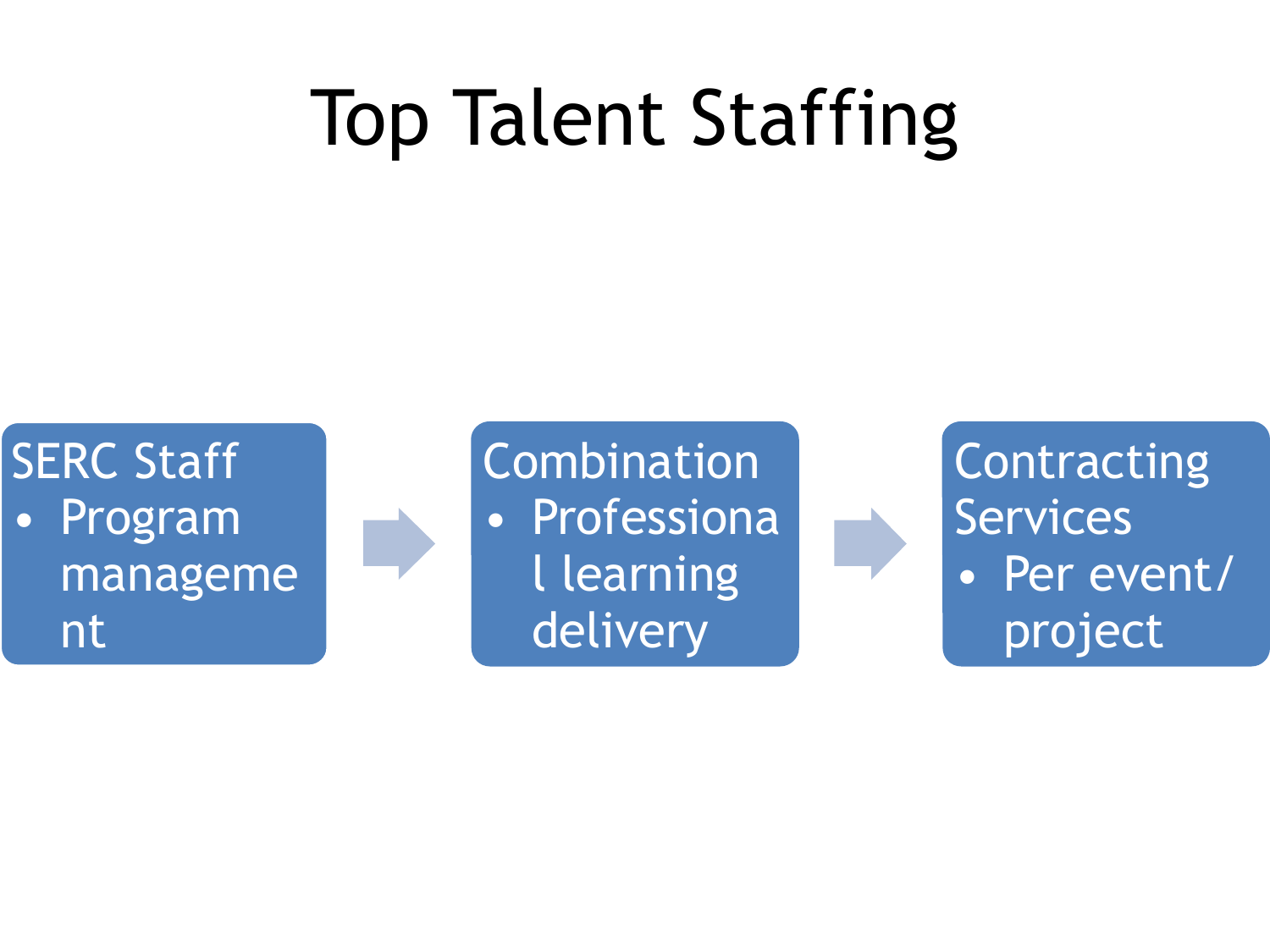# Top Talent Staffing

- SERC Staff
  - Program management
- Combination
  - Professional learning delivery
- Contracting Services
  - Per event/project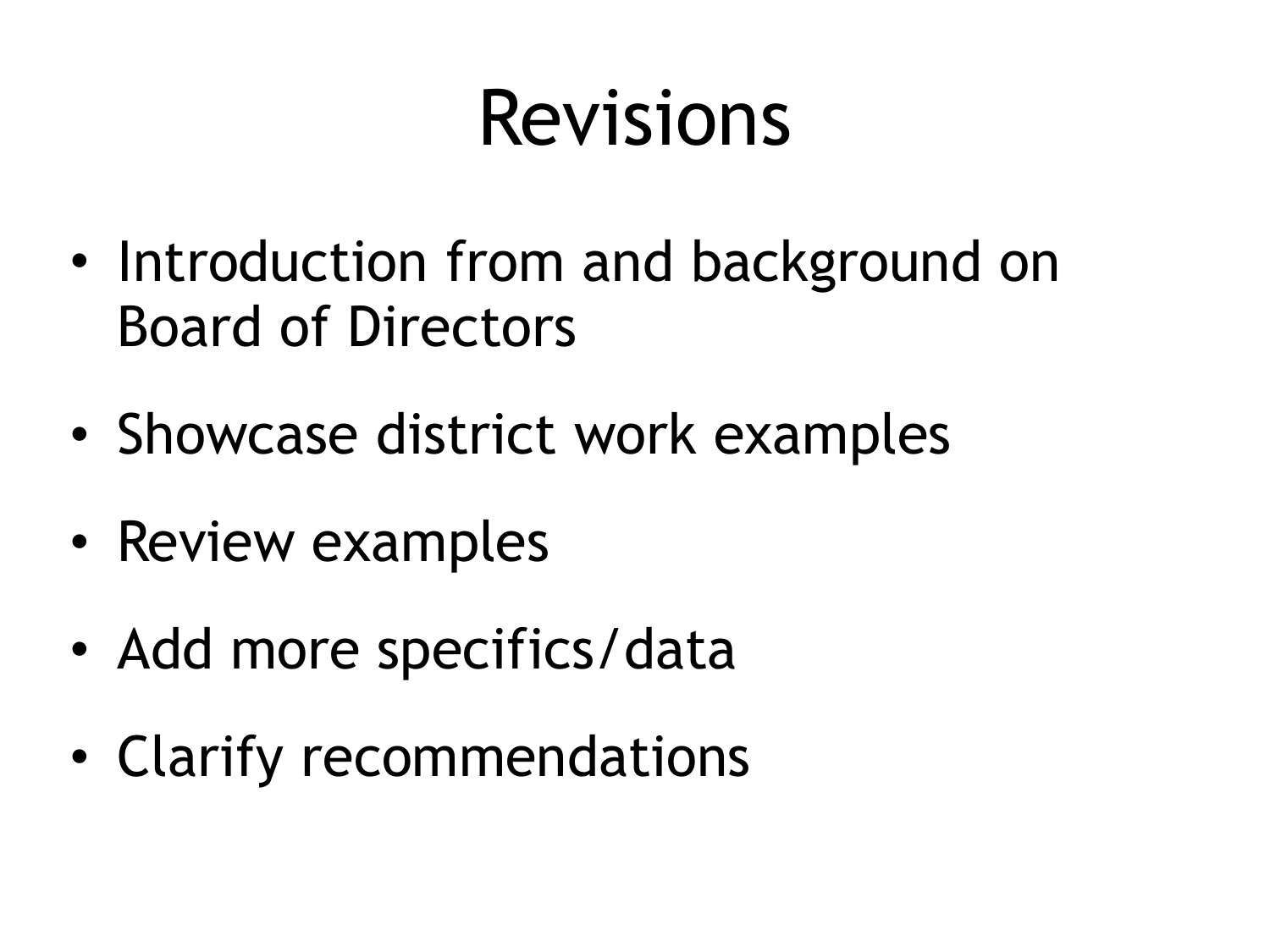# Revisions

- Introduction from and background on Board of Directors
- Showcase district work examples
- Review examples
- Add more specifics/data
- Clarify recommendations